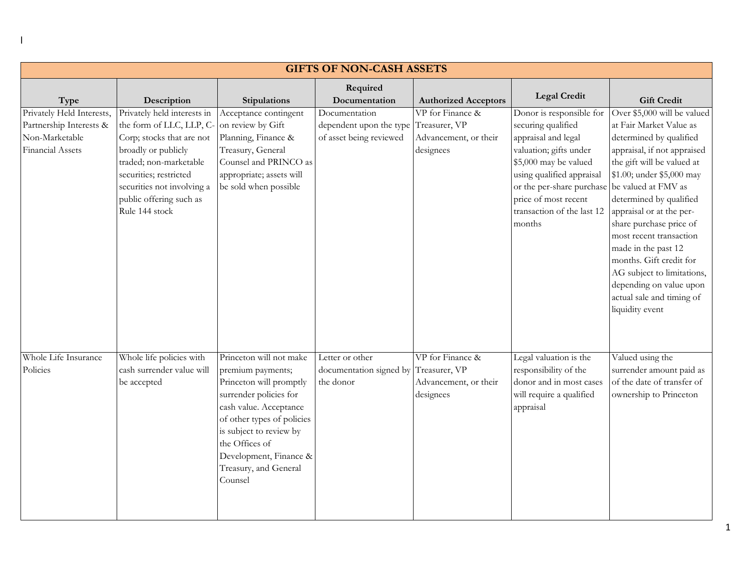| GIFTS OF NON-CASH ASSETS | | | | | | |
|---|---|---|---|---|---|---|
| **Type** | **Description** | **Stipulations** | **Required Documentation** | **Authorized Acceptors** | **Legal Credit** | **Gift Credit** |
| Privately Held Interests, Partnership Interests & Non-Marketable Financial Assets | Privately held interests in the form of LLC, LLP, C-Corp; stocks that are not broadly or publicly traded; non-marketable securities; restricted securities not involving a public offering such as Rule 144 stock | Acceptance contingent on review by Gift Planning, Finance & Treasury, General Counsel and PRINCO as appropriate; assets will be sold when possible | Documentation dependent upon the type of asset being reviewed | VP for Finance & Treasurer, VP Advancement, or their designees | Donor is responsible for securing qualified appraisal and legal valuation; gifts under $5,000 may be valued using qualified appraisal or the per-share purchase price of most recent transaction of the last 12 months | Over $5,000 will be valued at Fair Market Value as determined by qualified appraisal, if not appraised the gift will be valued at $1.00; under $5,000 may be valued at FMV as determined by qualified appraisal or at the per-share purchase price of most recent transaction made in the past 12 months. Gift credit for AG subject to limitations, depending on value upon actual sale and timing of liquidity event |
| Whole Life Insurance Policies | Whole life policies with cash surrender value will be accepted | Princeton will not make premium payments; Princeton will promptly surrender policies for cash value. Acceptance of other types of policies is subject to review by the Offices of Development, Finance & Treasury, and General Counsel | Letter or other documentation signed by the donor | VP for Finance & Treasurer, VP Advancement, or their designees | Legal valuation is the responsibility of the donor and in most cases will require a qualified appraisal | Valued using the surrender amount paid as of the date of transfer of ownership to Princeton |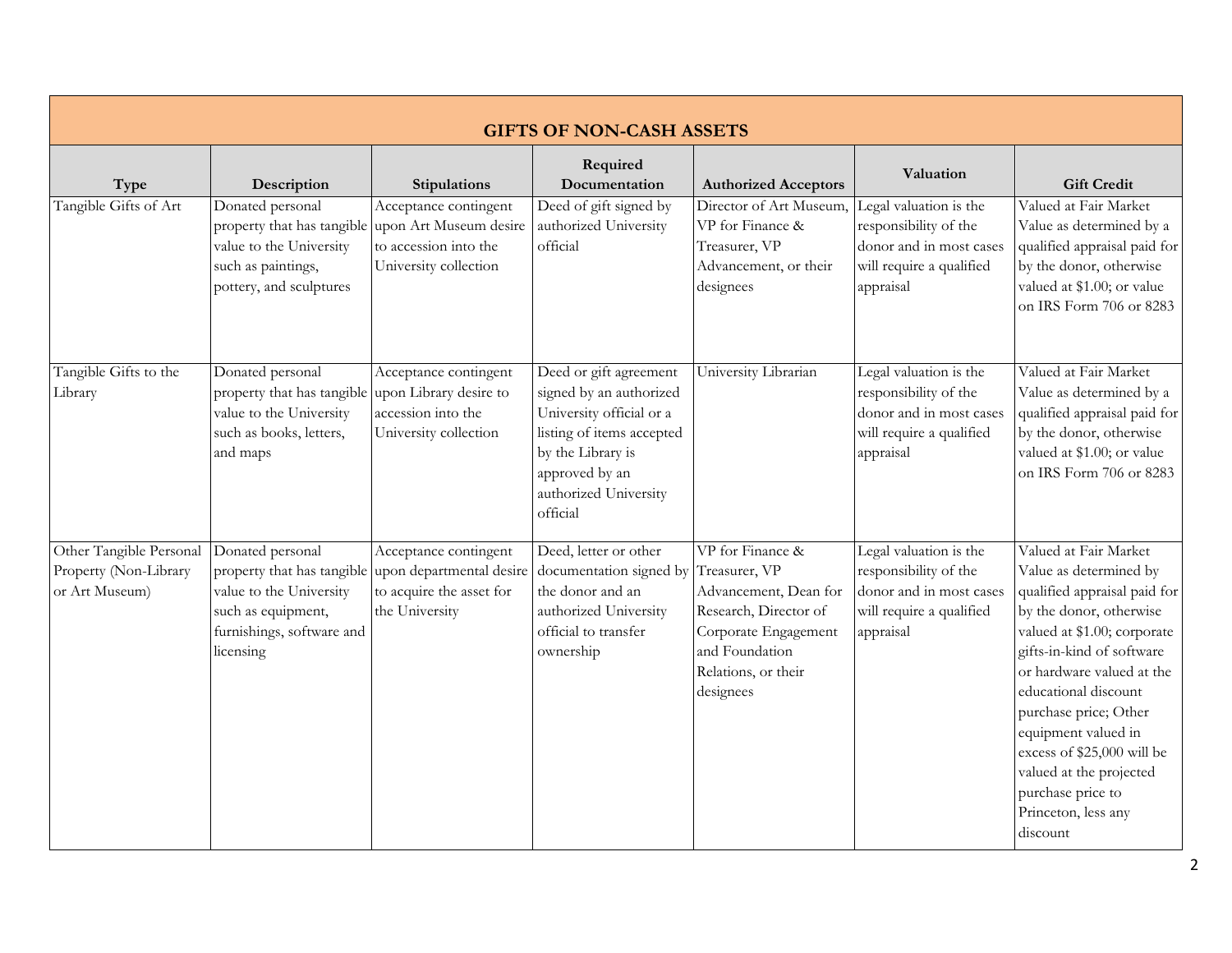| GIFTS OF NON-CASH ASSETS | | | | | | |
|---|---|---|---|---|---|---|
| **Type** | **Description** | **Stipulations** | **Required Documentation** | **Authorized Acceptors** | **Valuation** | **Gift Credit** |
| Tangible Gifts of Art | Donated personal property that has tangible value to the University such as paintings, pottery, and sculptures | Acceptance contingent upon Art Museum desire to accession into the University collection | Deed of gift signed by authorized University official | Director of Art Museum, VP for Finance & Treasurer, VP Advancement, or their designees | Legal valuation is the responsibility of the donor and in most cases will require a qualified appraisal | Valued at Fair Market Value as determined by a qualified appraisal paid for by the donor, otherwise valued at $1.00; or value on IRS Form 706 or 8283 |
| Tangible Gifts to the Library | Donated personal property that has tangible value to the University such as books, letters, and maps | Acceptance contingent upon Library desire to accession into the University collection | Deed or gift agreement signed by an authorized University official or a listing of items accepted by the Library is approved by an authorized University official | University Librarian | Legal valuation is the responsibility of the donor and in most cases will require a qualified appraisal | Valued at Fair Market Value as determined by a qualified appraisal paid for by the donor, otherwise valued at $1.00; or value on IRS Form 706 or 8283 |
| Other Tangible Personal Property (Non-Library or Art Museum) | Donated personal property that has tangible value to the University such as equipment, furnishings, software and licensing | Acceptance contingent upon departmental desire to acquire the asset for the University | Deed, letter or other documentation signed by the donor and an authorized University official to transfer ownership | VP for Finance & Treasurer, VP Advancement, Dean for Research, Director of Corporate Engagement and Foundation Relations, or their designees | Legal valuation is the responsibility of the donor and in most cases will require a qualified appraisal | Valued at Fair Market Value as determined by qualified appraisal paid for by the donor, otherwise valued at $1.00; corporate gifts-in-kind of software or hardware valued at the educational discount purchase price; Other equipment valued in excess of $25,000 will be valued at the projected purchase price to Princeton, less any discount |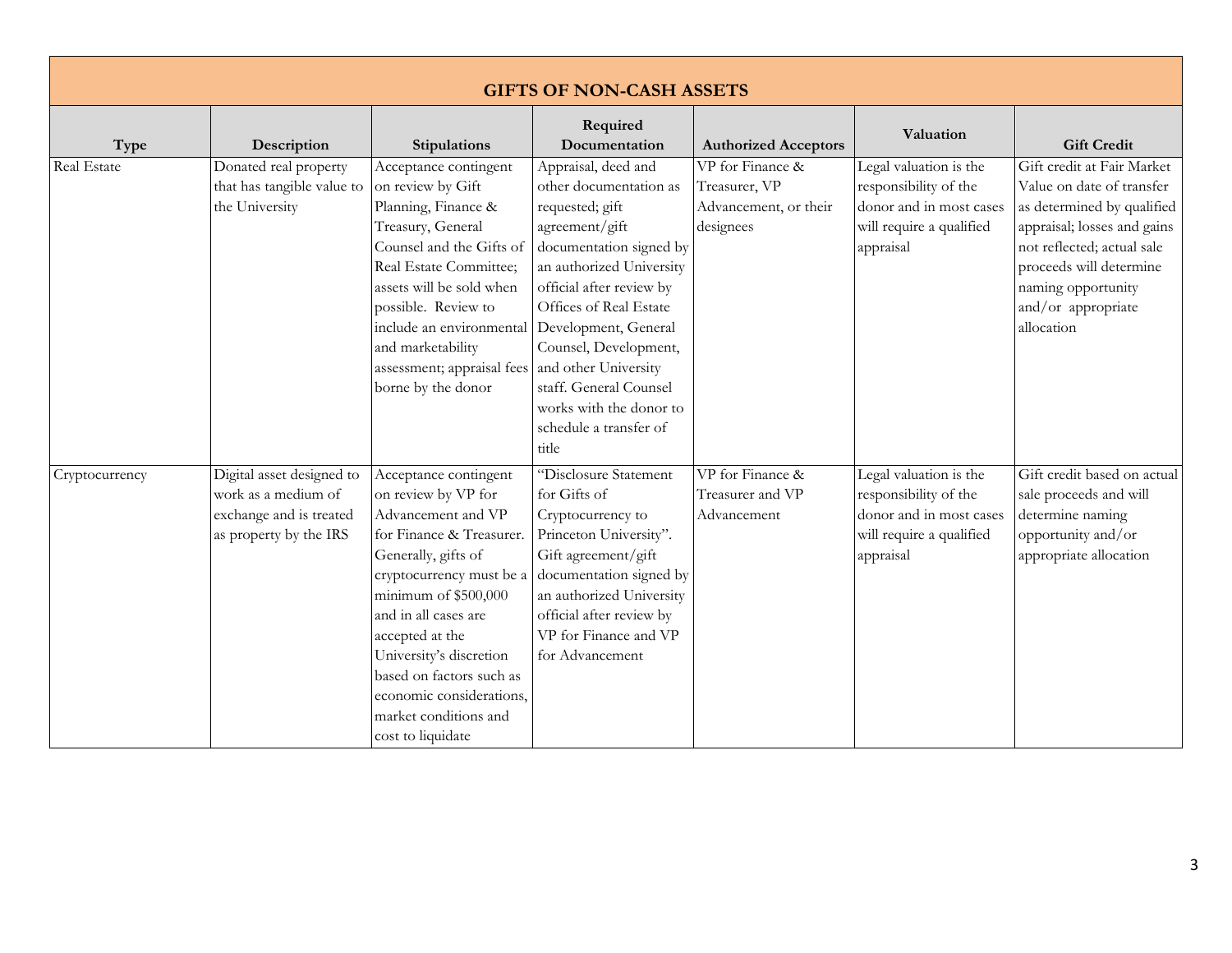| GIFTS OF NON-CASH ASSETS | | | | | | |
|---|---|---|---|---|---|---|
| **Type** | **Description** | **Stipulations** | **Required Documentation** | **Authorized Acceptors** | **Valuation** | **Gift Credit** |
| Real Estate | Donated real property that has tangible value to the University | Acceptance contingent on review by Gift Planning, Finance & Treasury, General Counsel and the Gifts of Real Estate Committee; assets will be sold when possible. Review to include an environmental and marketability assessment; appraisal fees borne by the donor | Appraisal, deed and other documentation as requested; gift agreement/gift documentation signed by an authorized University official after review by Offices of Real Estate Development, General Counsel, Development, and other University staff. General Counsel works with the donor to schedule a transfer of title | VP for Finance & Treasurer, VP Advancement, or their designees | Legal valuation is the responsibility of the donor and in most cases will require a qualified appraisal | Gift credit at Fair Market Value on date of transfer as determined by qualified appraisal; losses and gains not reflected; actual sale proceeds will determine naming opportunity and/or appropriate allocation |
| Cryptocurrency | Digital asset designed to work as a medium of exchange and is treated as property by the IRS | Acceptance contingent on review by VP for Advancement and VP for Finance & Treasurer. Generally, gifts of cryptocurrency must be a minimum of $500,000 and in all cases are accepted at the University's discretion based on factors such as economic considerations, market conditions and cost to liquidate | "Disclosure Statement for Gifts of Cryptocurrency to Princeton University". Gift agreement/gift documentation signed by an authorized University official after review by VP for Finance and VP for Advancement | VP for Finance & Treasurer and VP Advancement | Legal valuation is the responsibility of the donor and in most cases will require a qualified appraisal | Gift credit based on actual sale proceeds and will determine naming opportunity and/or appropriate allocation |